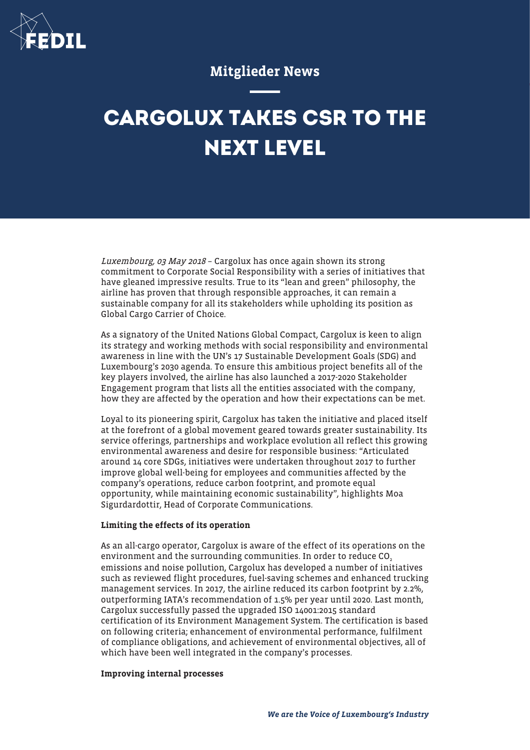Mitglieder News

# CARGOLUX TAKES CSR TO THE NEXT LEVEL

*Luxembourg, 03 May 2018* – Cargolux has once again shown its strong commitment to Corporate Social Responsibility with a series of initiatives that have gleaned impressive results. True to its "lean and green" philosophy, the airline has proven that through responsible approaches, it can remain a sustainable company for all its stakeholders while upholding its position as Global Cargo Carrier of Choice.

As a signatory of the United Nations Global Compact, Cargolux is keen to align its strategy and working methods with social responsibility and environmental awareness in line with the UN's 17 Sustainable Development Goals (SDG) and Luxembourg's 2030 agenda. To ensure this ambitious project benefits all of the key players involved, the airline has also launched a 2017-2020 Stakeholder Engagement program that lists all the entities associated with the company, how they are affected by the operation and how their expectations can be met.

Loyal to its pioneering spirit, Cargolux has taken the initiative and placed itself at the forefront of a global movement geared towards greater sustainability. Its service offerings, partnerships and workplace evolution all reflect this growing environmental awareness and desire for responsible business: "Articulated around 14 core SDGs, initiatives were undertaken throughout 2017 to further improve global well-being for employees and communities affected by the company's operations, reduce carbon footprint, and promote equal opportunity, while maintaining economic sustainability", highlights Moa Sigurdardottir, Head of Corporate Communications.

**Limiting the effects of its operation**

As an all-cargo operator, Cargolux is aware of the effect of its operations on the environment and the surrounding communities. In order to reduce $CO_2$ emissions and noise pollution, Cargolux has developed a number of initiatives such as reviewed flight procedures, fuel-saving schemes and enhanced trucking management services. In 2017, the airline reduced its carbon footprint by 2.2%, outperforming IATA's recommendation of 1.5% per year until 2020. Last month, Cargolux successfully passed the upgraded ISO 14001:2015 standard certification of its Environment Management System. The certification is based on following criteria; enhancement of environmental performance, fulfilment of compliance obligations, and achievement of environmental objectives, all of which have been well integrated in the company's processes.

**Improving internal processes**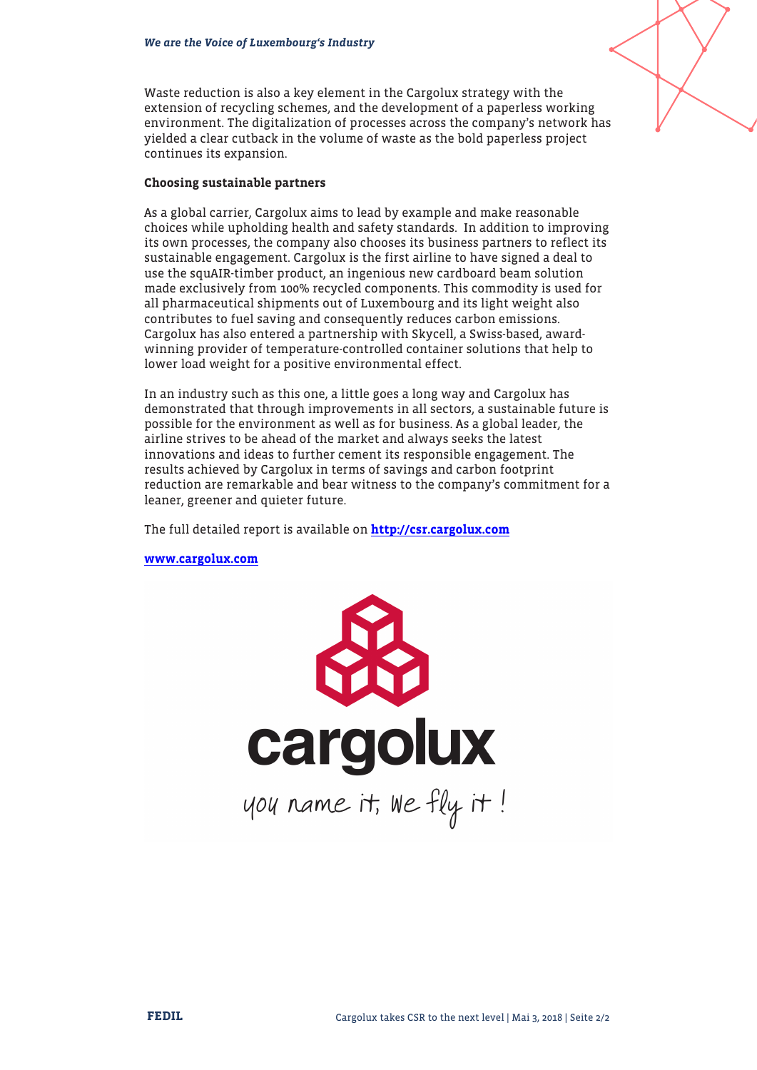Waste reduction is also a key element in the Cargolux strategy with the extension of recycling schemes, and the development of a paperless working environment. The digitalization of processes across the company's network has yielded a clear cutback in the volume of waste as the bold paperless project continues its expansion.

**Choosing sustainable partners**

As a global carrier, Cargolux aims to lead by example and make reasonable choices while upholding health and safety standards. In addition to improving its own processes, the company also chooses its business partners to reflect its sustainable engagement. Cargolux is the first airline to have signed a deal to use the squAIR-timber product, an ingenious new cardboard beam solution made exclusively from 100% recycled components. This commodity is used for all pharmaceutical shipments out of Luxembourg and its light weight also contributes to fuel saving and consequently reduces carbon emissions. Cargolux has also entered a partnership with Skycell, a Swiss-based, award-winning provider of temperature-controlled container solutions that help to lower load weight for a positive environmental effect.

In an industry such as this one, a little goes a long way and Cargolux has demonstrated that through improvements in all sectors, a sustainable future is possible for the environment as well as for business. As a global leader, the airline strives to be ahead of the market and always seeks the latest innovations and ideas to further cement its responsible engagement. The results achieved by Cargolux in terms of savings and carbon footprint reduction are remarkable and bear witness to the company's commitment for a leaner, greener and quieter future.

The full detailed report is available on **http://csr.cargolux.com**

**www.cargolux.com**

cargolux

you name it, we fly it !